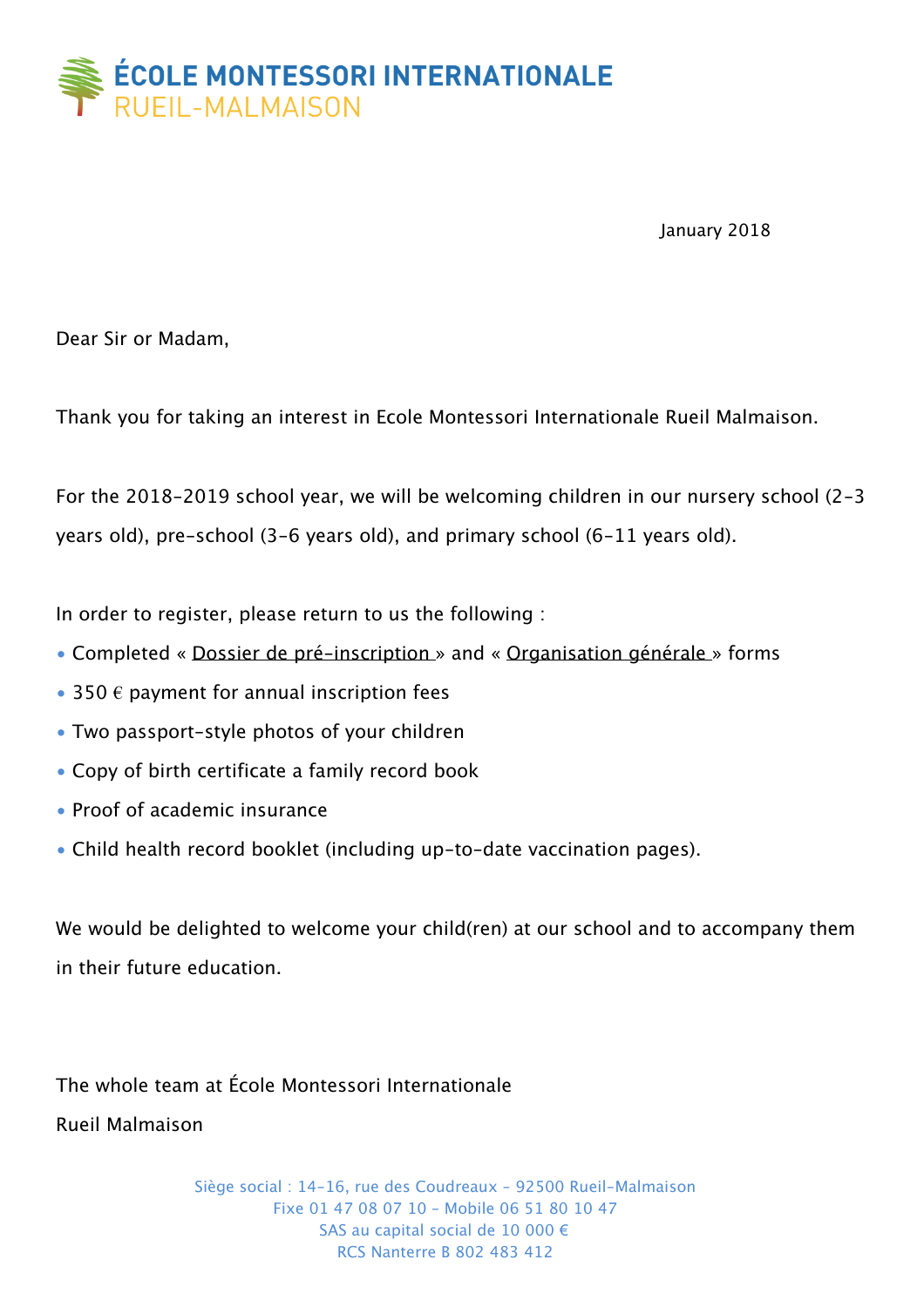# ÉCOLE MONTESSORI INTERNATIONALE
## RUEIL-MALMAISON

January 2018

Dear Sir or Madam,

Thank you for taking an interest in Ecole Montessori Internationale Rueil Malmaison.

For the 2018-2019 school year, we will be welcoming children in our nursery school (2-3 years old), pre-school (3-6 years old), and primary school (6-11 years old).

In order to register, please return to us the following :

- Completed « Dossier de pré-inscription » and « Organisation générale » forms
- 350 € payment for annual inscription fees
- Two passport-style photos of your children
- Copy of birth certificate a family record book
- Proof of academic insurance
- Child health record booklet (including up-to-date vaccination pages).

We would be delighted to welcome your child(ren) at our school and to accompany them in their future education.

The whole team at École Montessori Internationale
Rueil Malmaison

Siège social : 14-16, rue des Coudreaux - 92500 Rueil-Malmaison
Fixe 01 47 08 07 10 - Mobile 06 51 80 10 47
SAS au capital social de 10 000 €
RCS Nanterre B 802 483 412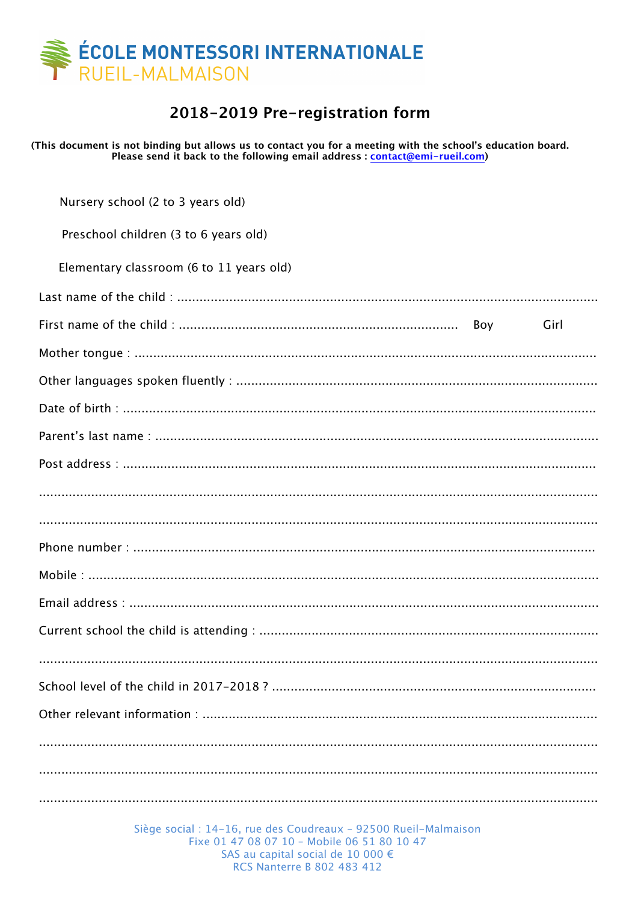ÉCOLE MONTESSORI INTERNATIONALE
RUEIL-MALMAISON

# 2018-2019 Pre-registration form

**(This document is not binding but allows us to contact you for a meeting with the school's education board. Please send it back to the following email address : contact@emi-rueil.com)**

Nursery school (2 to 3 years old)

Preschool children (3 to 6 years old)

Elementary classroom (6 to 11 years old)

Last name of the child : ....................................................................................................................

First name of the child : .......................................................................... Boy Girl

Mother tongue : ..............................................................................................................................

Other languages spoken fluently : ...................................................................................................

Date of birth : .................................................................................................................................

Parent's last name : .........................................................................................................................

Post address : .................................................................................................................................

.......................................................................................................................................................

.......................................................................................................................................................

Phone number : ...............................................................................................................................

Mobile : ...........................................................................................................................................

Email address : ................................................................................................................................

Current school the child is attending : .............................................................................................

.......................................................................................................................................................

School level of the child in 2017-2018 ? ..........................................................................................

Other relevant information : ............................................................................................................

.......................................................................................................................................................

.......................................................................................................................................................

.......................................................................................................................................................

Siège social : 14-16, rue des Coudreaux - 92500 Rueil-Malmaison
Fixe 01 47 08 07 10 - Mobile 06 51 80 10 47
SAS au capital social de 10 000 €
RCS Nanterre B 802 483 412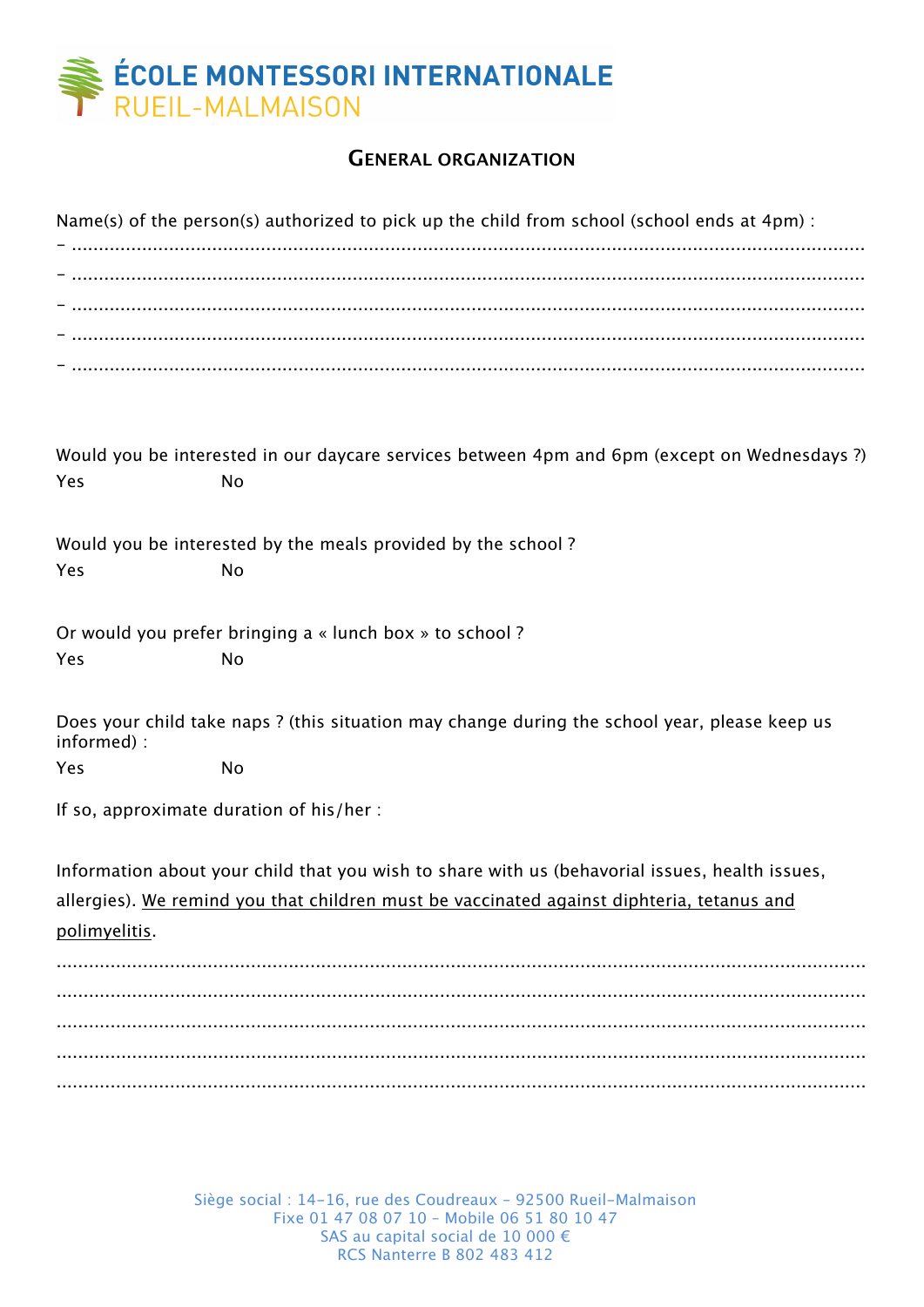**ÉCOLE MONTESSORI INTERNATIONALE**
RUEIL-MALMAISON

## GENERAL ORGANIZATION

Name(s) of the person(s) authorized to pick up the child from school (school ends at 4pm) :

- .......................................................................................................................................
- .......................................................................................................................................
- .......................................................................................................................................
- .......................................................................................................................................
- .......................................................................................................................................

Would you be interested in our daycare services between 4pm and 6pm (except on Wednesdays ?)

Yes No

Would you be interested by the meals provided by the school ?

Yes No

Or would you prefer bringing a « lunch box » to school ?

Yes No

Does your child take naps ? (this situation may change during the school year, please keep us informed) :

Yes No

If so, approximate duration of his/her :

Information about your child that you wish to share with us (behavorial issues, health issues, allergies). <u>We remind you that children must be vaccinated against diphteria, tetanus and polimyelitis</u>.

.........................................................................................................................................
.........................................................................................................................................
.........................................................................................................................................
.........................................................................................................................................
.........................................................................................................................................

Siège social : 14-16, rue des Coudreaux - 92500 Rueil-Malmaison
Fixe 01 47 08 07 10 - Mobile 06 51 80 10 47
SAS au capital social de 10 000 €
RCS Nanterre B 802 483 412